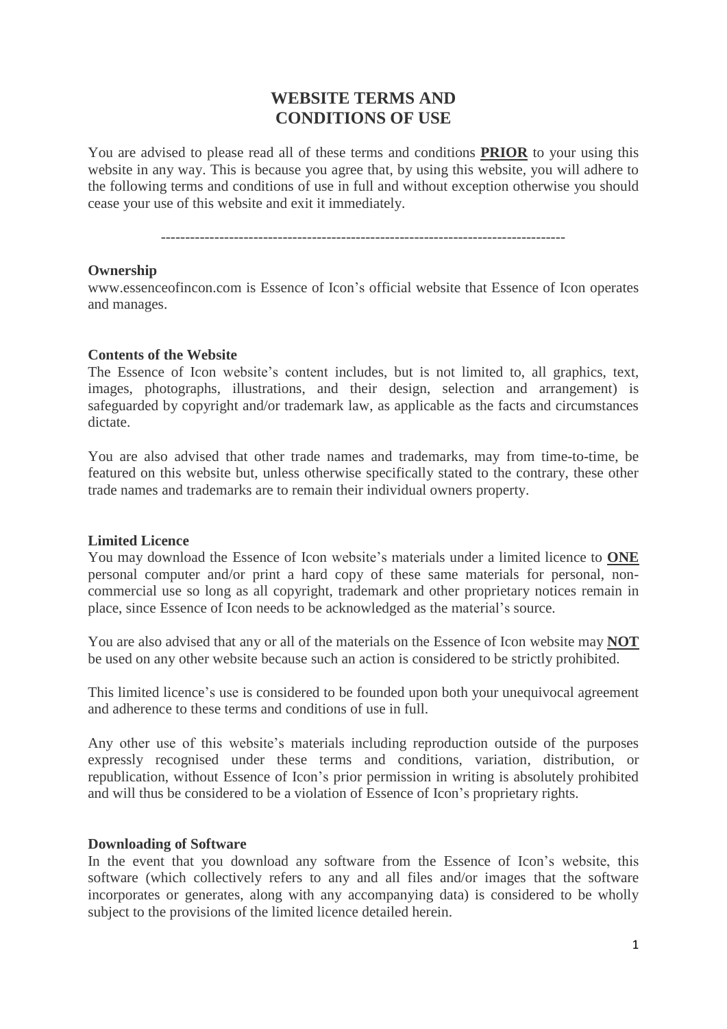# WEBSITE TERMS AND CONDITIONS OF USE

You are advised to please read all of these terms and conditions **PRIOR** to your using this website in any way. This is because you agree that, by using this website, you will adhere to the following terms and conditions of use in full and without exception otherwise you should cease your use of this website and exit it immediately.

-----------------------------------------------------------------------------------

**Ownership**

www.essenceofincon.com is Essence of Icon's official website that Essence of Icon operates and manages.

**Contents of the Website**

The Essence of Icon website's content includes, but is not limited to, all graphics, text, images, photographs, illustrations, and their design, selection and arrangement) is safeguarded by copyright and/or trademark law, as applicable as the facts and circumstances dictate.

You are also advised that other trade names and trademarks, may from time-to-time, be featured on this website but, unless otherwise specifically stated to the contrary, these other trade names and trademarks are to remain their individual owners property.

**Limited Licence**

You may download the Essence of Icon website's materials under a limited licence to **ONE** personal computer and/or print a hard copy of these same materials for personal, non-commercial use so long as all copyright, trademark and other proprietary notices remain in place, since Essence of Icon needs to be acknowledged as the material's source.

You are also advised that any or all of the materials on the Essence of Icon website may **NOT** be used on any other website because such an action is considered to be strictly prohibited.

This limited licence's use is considered to be founded upon both your unequivocal agreement and adherence to these terms and conditions of use in full.

Any other use of this website's materials including reproduction outside of the purposes expressly recognised under these terms and conditions, variation, distribution, or republication, without Essence of Icon's prior permission in writing is absolutely prohibited and will thus be considered to be a violation of Essence of Icon's proprietary rights.

**Downloading of Software**

In the event that you download any software from the Essence of Icon's website, this software (which collectively refers to any and all files and/or images that the software incorporates or generates, along with any accompanying data) is considered to be wholly subject to the provisions of the limited licence detailed herein.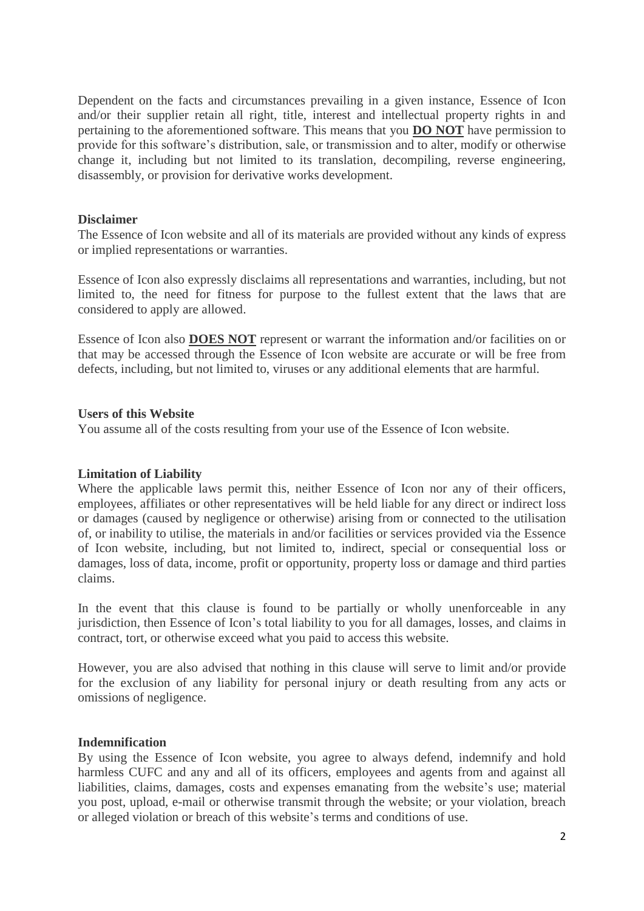Dependent on the facts and circumstances prevailing in a given instance, Essence of Icon and/or their supplier retain all right, title, interest and intellectual property rights in and pertaining to the aforementioned software. This means that you **DO NOT** have permission to provide for this software's distribution, sale, or transmission and to alter, modify or otherwise change it, including but not limited to its translation, decompiling, reverse engineering, disassembly, or provision for derivative works development.

**Disclaimer**

The Essence of Icon website and all of its materials are provided without any kinds of express or implied representations or warranties.

Essence of Icon also expressly disclaims all representations and warranties, including, but not limited to, the need for fitness for purpose to the fullest extent that the laws that are considered to apply are allowed.

Essence of Icon also **DOES NOT** represent or warrant the information and/or facilities on or that may be accessed through the Essence of Icon website are accurate or will be free from defects, including, but not limited to, viruses or any additional elements that are harmful.

**Users of this Website**

You assume all of the costs resulting from your use of the Essence of Icon website.

**Limitation of Liability**

Where the applicable laws permit this, neither Essence of Icon nor any of their officers, employees, affiliates or other representatives will be held liable for any direct or indirect loss or damages (caused by negligence or otherwise) arising from or connected to the utilisation of, or inability to utilise, the materials in and/or facilities or services provided via the Essence of Icon website, including, but not limited to, indirect, special or consequential loss or damages, loss of data, income, profit or opportunity, property loss or damage and third parties claims.

In the event that this clause is found to be partially or wholly unenforceable in any jurisdiction, then Essence of Icon's total liability to you for all damages, losses, and claims in contract, tort, or otherwise exceed what you paid to access this website.

However, you are also advised that nothing in this clause will serve to limit and/or provide for the exclusion of any liability for personal injury or death resulting from any acts or omissions of negligence.

**Indemnification**

By using the Essence of Icon website, you agree to always defend, indemnify and hold harmless CUFC and any and all of its officers, employees and agents from and against all liabilities, claims, damages, costs and expenses emanating from the website's use; material you post, upload, e-mail or otherwise transmit through the website; or your violation, breach or alleged violation or breach of this website's terms and conditions of use.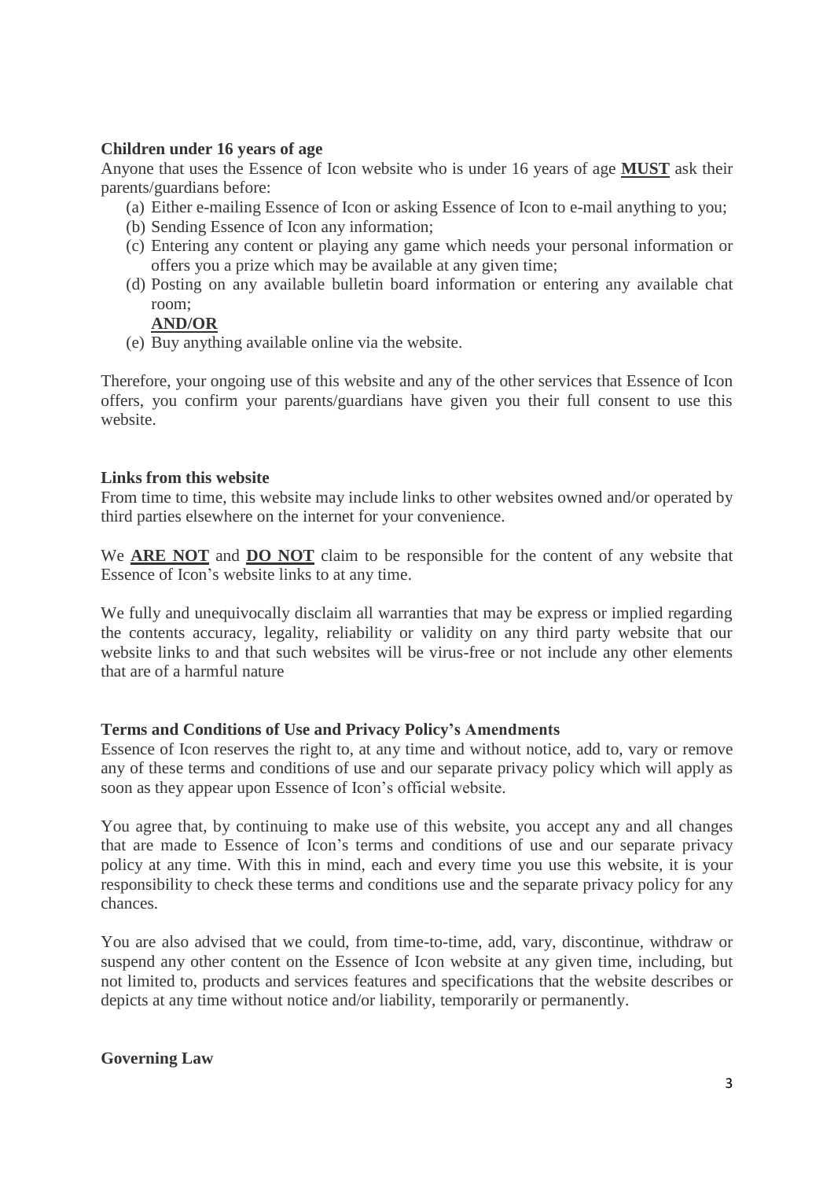**Children under 16 years of age**

Anyone that uses the Essence of Icon website who is under 16 years of age **MUST** ask their parents/guardians before:

(a) Either e-mailing Essence of Icon or asking Essence of Icon to e-mail anything to you;
(b) Sending Essence of Icon any information;
(c) Entering any content or playing any game which needs your personal information or offers you a prize which may be available at any given time;
(d) Posting on any available bulletin board information or entering any available chat room;
**AND/OR**
(e) Buy anything available online via the website.

Therefore, your ongoing use of this website and any of the other services that Essence of Icon offers, you confirm your parents/guardians have given you their full consent to use this website.

**Links from this website**

From time to time, this website may include links to other websites owned and/or operated by third parties elsewhere on the internet for your convenience.

We **ARE NOT** and **DO NOT** claim to be responsible for the content of any website that Essence of Icon's website links to at any time.

We fully and unequivocally disclaim all warranties that may be express or implied regarding the contents accuracy, legality, reliability or validity on any third party website that our website links to and that such websites will be virus-free or not include any other elements that are of a harmful nature

**Terms and Conditions of Use and Privacy Policy's Amendments**

Essence of Icon reserves the right to, at any time and without notice, add to, vary or remove any of these terms and conditions of use and our separate privacy policy which will apply as soon as they appear upon Essence of Icon's official website.

You agree that, by continuing to make use of this website, you accept any and all changes that are made to Essence of Icon's terms and conditions of use and our separate privacy policy at any time. With this in mind, each and every time you use this website, it is your responsibility to check these terms and conditions use and the separate privacy policy for any chances.

You are also advised that we could, from time-to-time, add, vary, discontinue, withdraw or suspend any other content on the Essence of Icon website at any given time, including, but not limited to, products and services features and specifications that the website describes or depicts at any time without notice and/or liability, temporarily or permanently.

**Governing Law**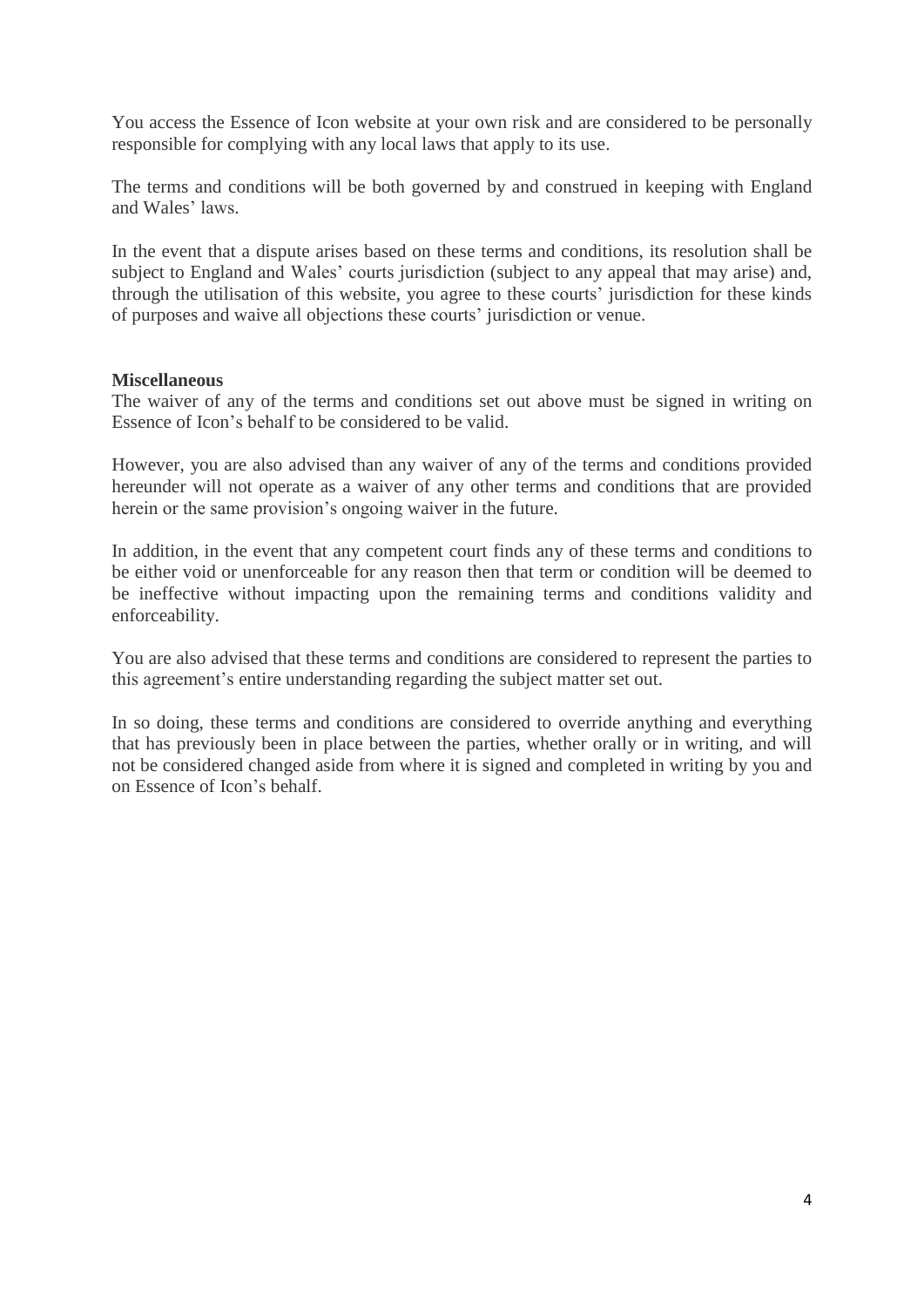You access the Essence of Icon website at your own risk and are considered to be personally responsible for complying with any local laws that apply to its use.

The terms and conditions will be both governed by and construed in keeping with England and Wales' laws.

In the event that a dispute arises based on these terms and conditions, its resolution shall be subject to England and Wales' courts jurisdiction (subject to any appeal that may arise) and, through the utilisation of this website, you agree to these courts' jurisdiction for these kinds of purposes and waive all objections these courts' jurisdiction or venue.

**Miscellaneous**

The waiver of any of the terms and conditions set out above must be signed in writing on Essence of Icon's behalf to be considered to be valid.

However, you are also advised than any waiver of any of the terms and conditions provided hereunder will not operate as a waiver of any other terms and conditions that are provided herein or the same provision's ongoing waiver in the future.

In addition, in the event that any competent court finds any of these terms and conditions to be either void or unenforceable for any reason then that term or condition will be deemed to be ineffective without impacting upon the remaining terms and conditions validity and enforceability.

You are also advised that these terms and conditions are considered to represent the parties to this agreement's entire understanding regarding the subject matter set out.

In so doing, these terms and conditions are considered to override anything and everything that has previously been in place between the parties, whether orally or in writing, and will not be considered changed aside from where it is signed and completed in writing by you and on Essence of Icon's behalf.